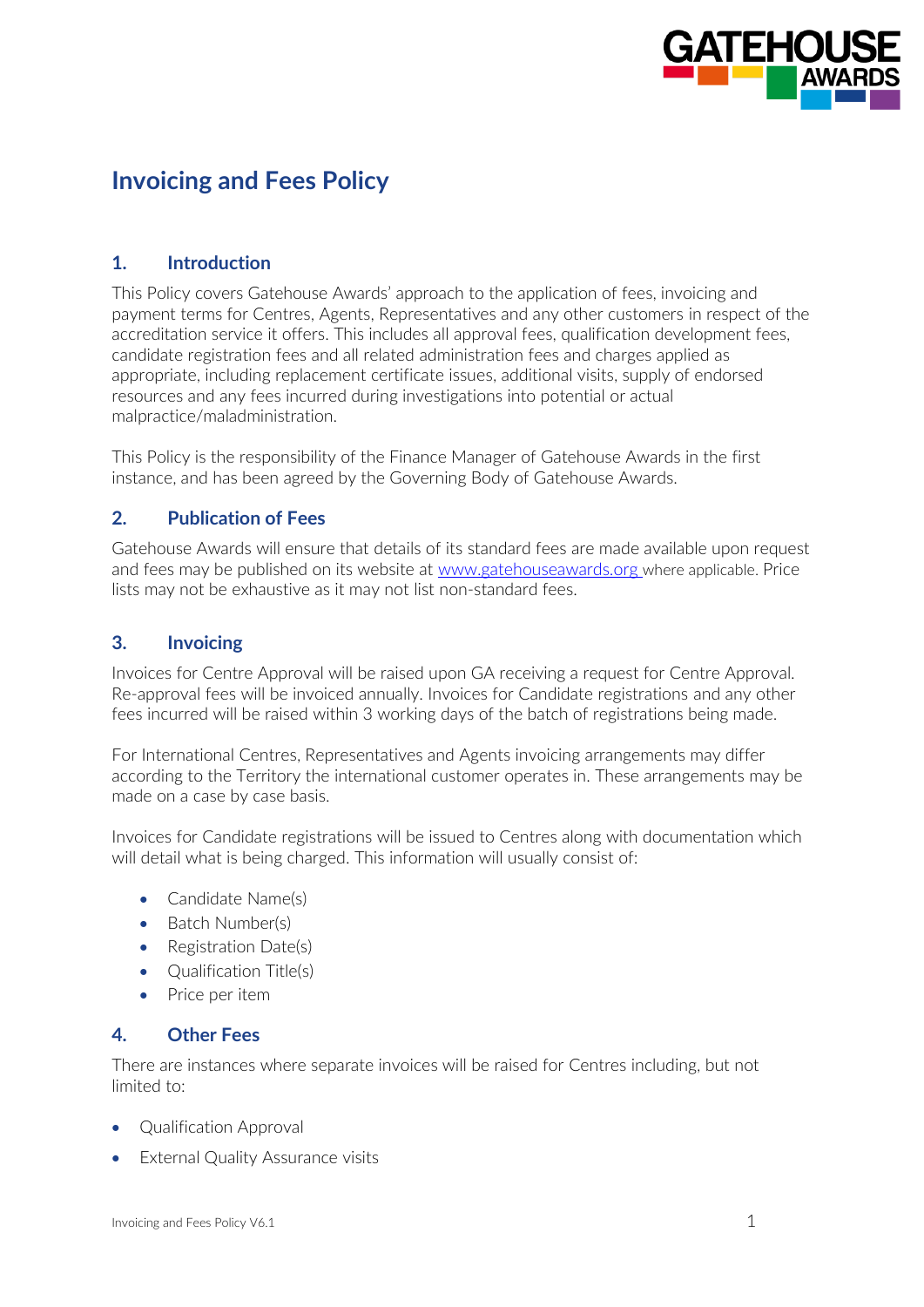# Invoicing and Fees Policy

## 1. Introduction

This Policy covers Gatehouse Awards' approach to the application of fees, invoicing and payment terms for Centres, Agents, Representatives and any other customers in respect of the accreditation service it offers. This includes all approval fees, qualification development fees, candidate registration fees and all related administration fees and charges applied as appropriate, including replacement certificate issues, additional visits, supply of endorsed resources and any fees incurred during investigations into potential or actual malpractice/maladministration.

This Policy is the responsibility of the Finance Manager of Gatehouse Awards in the first instance, and has been agreed by the Governing Body of Gatehouse Awards.

## 2. Publication of Fees

Gatehouse Awards will ensure that details of its standard fees are made available upon request and fees may be published on its website at [www.gatehouseawards.org](http://www.gatehouseawards.org) where applicable. Price lists may not be exhaustive as it may not list non-standard fees.

## 3. Invoicing

Invoices for Centre Approval will be raised upon GA receiving a request for Centre Approval. Re-approval fees will be invoiced annually. Invoices for Candidate registrations and any other fees incurred will be raised within 3 working days of the batch of registrations being made.

For International Centres, Representatives and Agents invoicing arrangements may differ according to the Territory the international customer operates in. These arrangements may be made on a case by case basis.

Invoices for Candidate registrations will be issued to Centres along with documentation which will detail what is being charged. This information will usually consist of:

- Candidate Name(s)
- Batch Number(s)
- Registration Date(s)
- Qualification Title(s)
- Price per item

## 4. Other Fees

There are instances where separate invoices will be raised for Centres including, but not limited to:

- Qualification Approval
- External Quality Assurance visits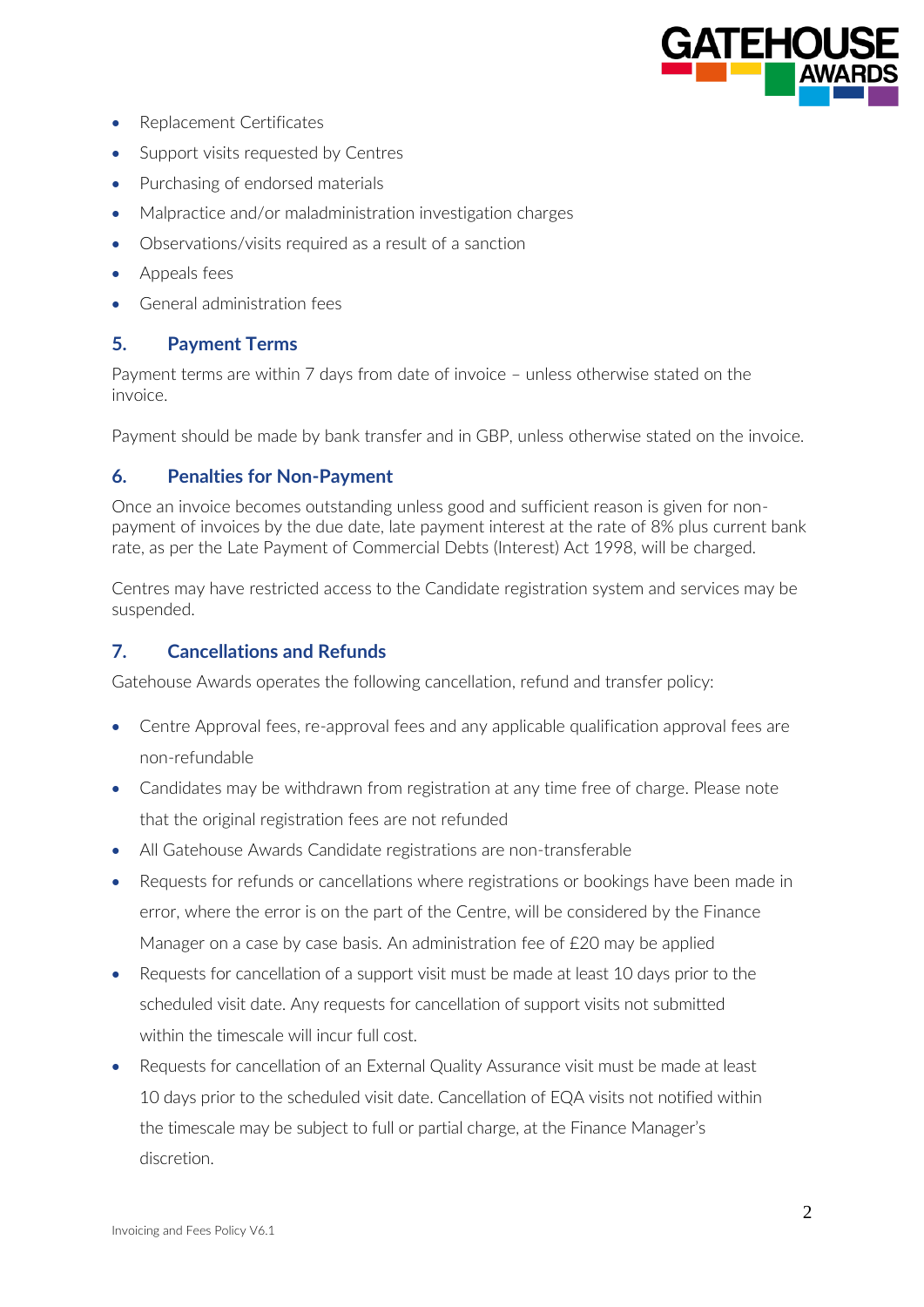- Replacement Certificates
- Support visits requested by Centres
- Purchasing of endorsed materials
- Malpractice and/or maladministration investigation charges
- Observations/visits required as a result of a sanction
- Appeals fees
- General administration fees

## 5. Payment Terms

Payment terms are within 7 days from date of invoice – unless otherwise stated on the invoice.

Payment should be made by bank transfer and in GBP, unless otherwise stated on the invoice.

## 6. Penalties for Non-Payment

Once an invoice becomes outstanding unless good and sufficient reason is given for non-payment of invoices by the due date, late payment interest at the rate of 8% plus current bank rate, as per the Late Payment of Commercial Debts (Interest) Act 1998, will be charged.

Centres may have restricted access to the Candidate registration system and services may be suspended.

## 7. Cancellations and Refunds

Gatehouse Awards operates the following cancellation, refund and transfer policy:

- Centre Approval fees, re-approval fees and any applicable qualification approval fees are non-refundable
- Candidates may be withdrawn from registration at any time free of charge. Please note that the original registration fees are not refunded
- All Gatehouse Awards Candidate registrations are non-transferable
- Requests for refunds or cancellations where registrations or bookings have been made in error, where the error is on the part of the Centre, will be considered by the Finance Manager on a case by case basis. An administration fee of £20 may be applied
- Requests for cancellation of a support visit must be made at least 10 days prior to the scheduled visit date. Any requests for cancellation of support visits not submitted within the timescale will incur full cost.
- Requests for cancellation of an External Quality Assurance visit must be made at least 10 days prior to the scheduled visit date. Cancellation of EQA visits not notified within the timescale may be subject to full or partial charge, at the Finance Manager's discretion.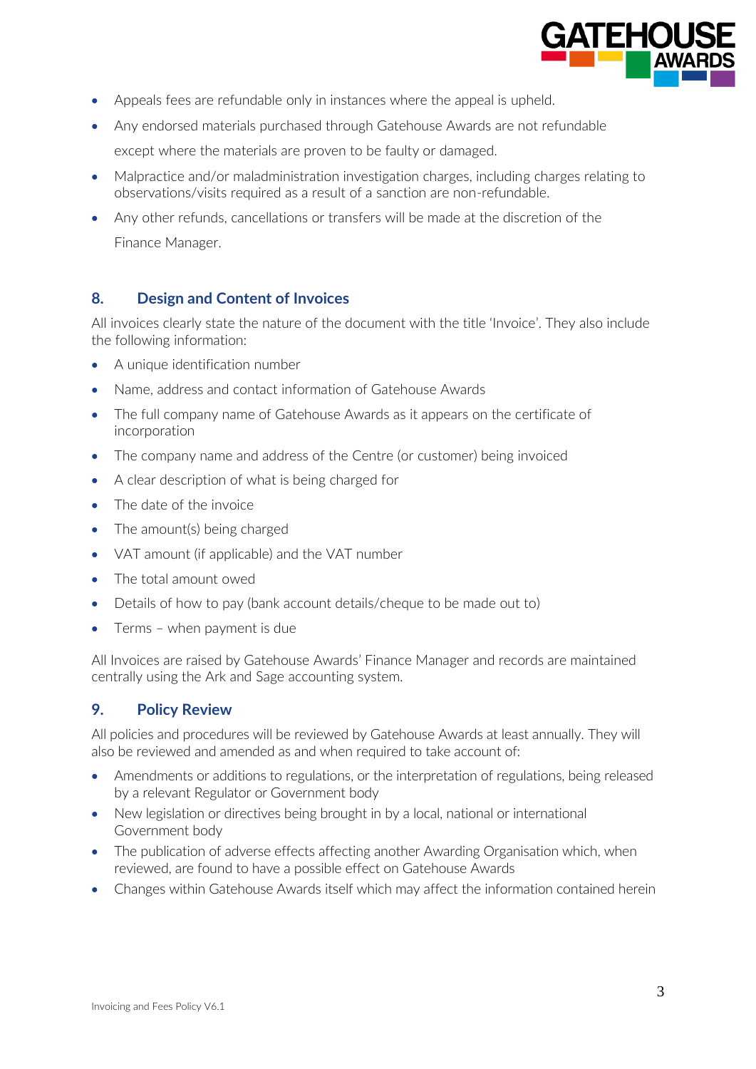- Appeals fees are refundable only in instances where the appeal is upheld.
- Any endorsed materials purchased through Gatehouse Awards are not refundable except where the materials are proven to be faulty or damaged.
- Malpractice and/or maladministration investigation charges, including charges relating to observations/visits required as a result of a sanction are non-refundable.
- Any other refunds, cancellations or transfers will be made at the discretion of the Finance Manager.

## 8. Design and Content of Invoices

All invoices clearly state the nature of the document with the title 'Invoice'. They also include the following information:

- A unique identification number
- Name, address and contact information of Gatehouse Awards
- The full company name of Gatehouse Awards as it appears on the certificate of incorporation
- The company name and address of the Centre (or customer) being invoiced
- A clear description of what is being charged for
- The date of the invoice
- The amount(s) being charged
- VAT amount (if applicable) and the VAT number
- The total amount owed
- Details of how to pay (bank account details/cheque to be made out to)
- Terms – when payment is due

All Invoices are raised by Gatehouse Awards' Finance Manager and records are maintained centrally using the Ark and Sage accounting system.

## 9. Policy Review

All policies and procedures will be reviewed by Gatehouse Awards at least annually. They will also be reviewed and amended as and when required to take account of:

- Amendments or additions to regulations, or the interpretation of regulations, being released by a relevant Regulator or Government body
- New legislation or directives being brought in by a local, national or international Government body
- The publication of adverse effects affecting another Awarding Organisation which, when reviewed, are found to have a possible effect on Gatehouse Awards
- Changes within Gatehouse Awards itself which may affect the information contained herein